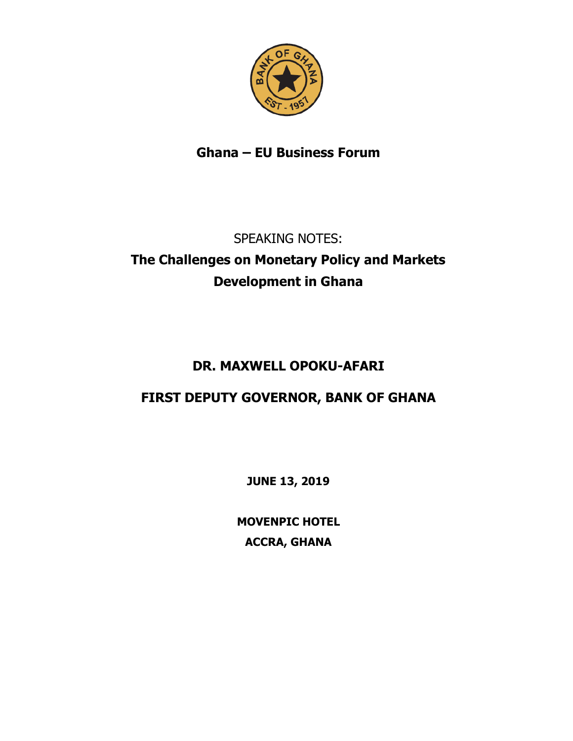**Ghana – EU Business Forum**

SPEAKING NOTES:

# The Challenges on Monetary Policy and Markets Development in Ghana

**DR. MAXWELL OPOKU-AFARI**

**FIRST DEPUTY GOVERNOR, BANK OF GHANA**

**JUNE 13, 2019**

**MOVENPIC HOTEL**
**ACCRA, GHANA**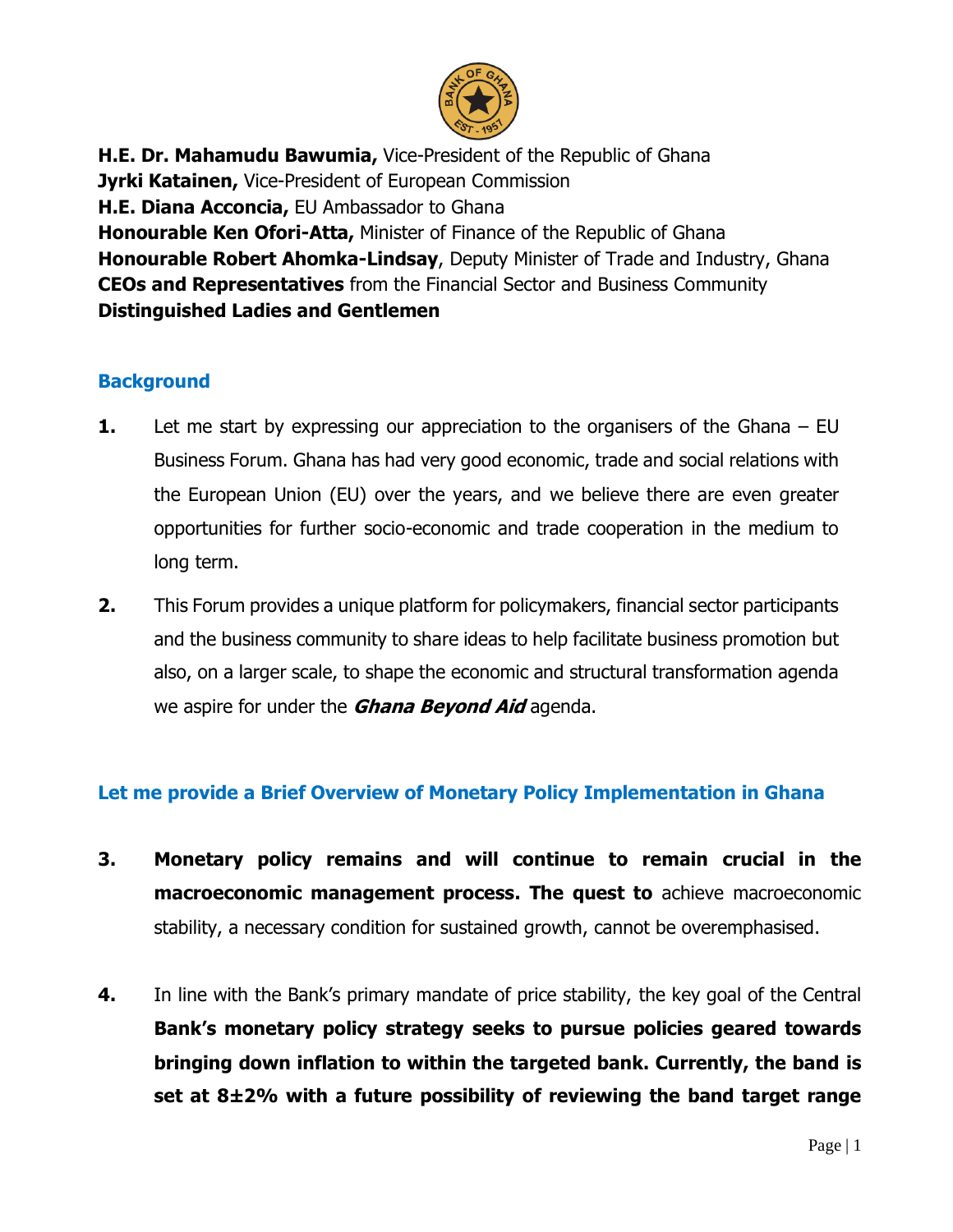**H.E. Dr. Mahamudu Bawumia,** Vice-President of the Republic of Ghana
**Jyrki Katainen,** Vice-President of European Commission
**H.E. Diana Acconcia,** EU Ambassador to Ghana
**Honourable Ken Ofori-Atta,** Minister of Finance of the Republic of Ghana
**Honourable Robert Ahomka-Lindsay**, Deputy Minister of Trade and Industry, Ghana
**CEOs and Representatives** from the Financial Sector and Business Community
**Distinguished Ladies and Gentlemen**

## Background

**1.** Let me start by expressing our appreciation to the organisers of the Ghana – EU Business Forum. Ghana has had very good economic, trade and social relations with the European Union (EU) over the years, and we believe there are even greater opportunities for further socio-economic and trade cooperation in the medium to long term.

**2.** This Forum provides a unique platform for policymakers, financial sector participants and the business community to share ideas to help facilitate business promotion but also, on a larger scale, to shape the economic and structural transformation agenda we aspire for under the ***Ghana Beyond Aid*** agenda.

## Let me provide a Brief Overview of Monetary Policy Implementation in Ghana

**3.** **Monetary policy remains and will continue to remain crucial in the macroeconomic management process. The quest to** achieve macroeconomic stability, a necessary condition for sustained growth, cannot be overemphasised.

**4.** In line with the Bank's primary mandate of price stability, the key goal of the Central **Bank's monetary policy strategy seeks to pursue policies geared towards bringing down inflation to within the targeted bank. Currently, the band is set at 8±2% with a future possibility of reviewing the band target range**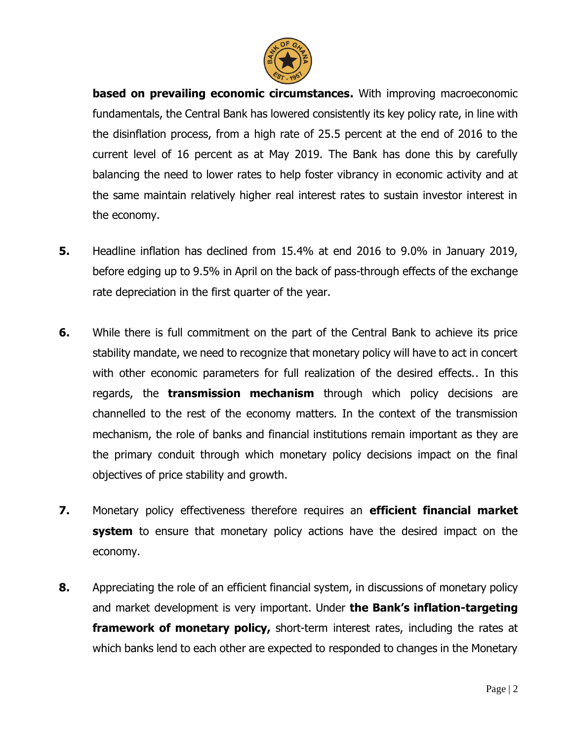**based on prevailing economic circumstances.** With improving macroeconomic fundamentals, the Central Bank has lowered consistently its key policy rate, in line with the disinflation process, from a high rate of 25.5 percent at the end of 2016 to the current level of 16 percent as at May 2019. The Bank has done this by carefully balancing the need to lower rates to help foster vibrancy in economic activity and at the same maintain relatively higher real interest rates to sustain investor interest in the economy.

**5.** Headline inflation has declined from 15.4% at end 2016 to 9.0% in January 2019, before edging up to 9.5% in April on the back of pass-through effects of the exchange rate depreciation in the first quarter of the year.

**6.** While there is full commitment on the part of the Central Bank to achieve its price stability mandate, we need to recognize that monetary policy will have to act in concert with other economic parameters for full realization of the desired effects.. In this regards, the **transmission mechanism** through which policy decisions are channelled to the rest of the economy matters. In the context of the transmission mechanism, the role of banks and financial institutions remain important as they are the primary conduit through which monetary policy decisions impact on the final objectives of price stability and growth.

**7.** Monetary policy effectiveness therefore requires an **efficient financial market system** to ensure that monetary policy actions have the desired impact on the economy.

**8.** Appreciating the role of an efficient financial system, in discussions of monetary policy and market development is very important. Under **the Bank's inflation-targeting framework of monetary policy,** short-term interest rates, including the rates at which banks lend to each other are expected to responded to changes in the Monetary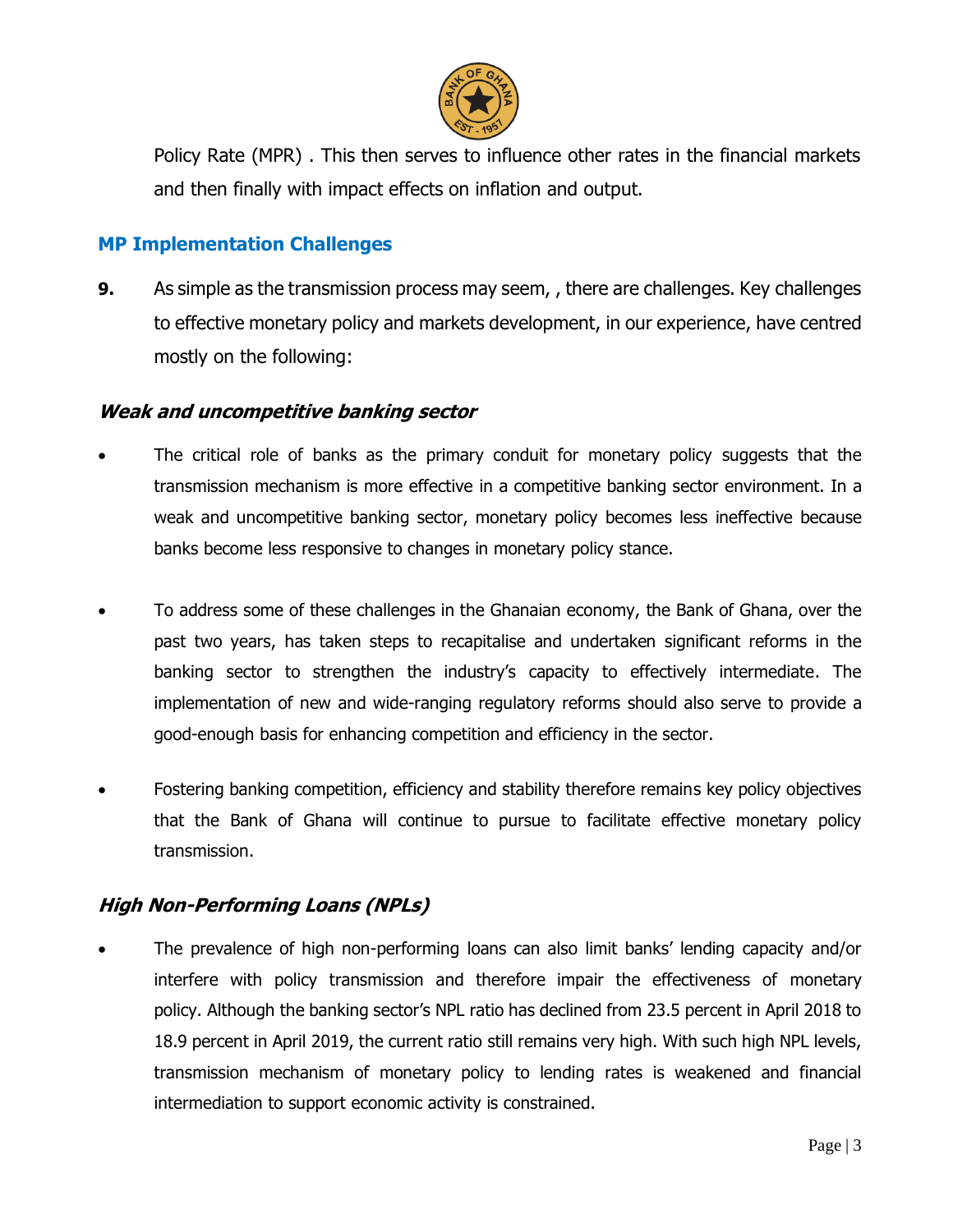Policy Rate (MPR) . This then serves to influence other rates in the financial markets and then finally with impact effects on inflation and output.

## MP Implementation Challenges

**9.** As simple as the transmission process may seem, , there are challenges. Key challenges to effective monetary policy and markets development, in our experience, have centred mostly on the following:

### *Weak and uncompetitive banking sector*

- The critical role of banks as the primary conduit for monetary policy suggests that the transmission mechanism is more effective in a competitive banking sector environment. In a weak and uncompetitive banking sector, monetary policy becomes less ineffective because banks become less responsive to changes in monetary policy stance.

- To address some of these challenges in the Ghanaian economy, the Bank of Ghana, over the past two years, has taken steps to recapitalise and undertaken significant reforms in the banking sector to strengthen the industry's capacity to effectively intermediate. The implementation of new and wide-ranging regulatory reforms should also serve to provide a good-enough basis for enhancing competition and efficiency in the sector.

- Fostering banking competition, efficiency and stability therefore remains key policy objectives that the Bank of Ghana will continue to pursue to facilitate effective monetary policy transmission.

### *High Non-Performing Loans (NPLs)*

- The prevalence of high non-performing loans can also limit banks' lending capacity and/or interfere with policy transmission and therefore impair the effectiveness of monetary policy. Although the banking sector's NPL ratio has declined from 23.5 percent in April 2018 to 18.9 percent in April 2019, the current ratio still remains very high. With such high NPL levels, transmission mechanism of monetary policy to lending rates is weakened and financial intermediation to support economic activity is constrained.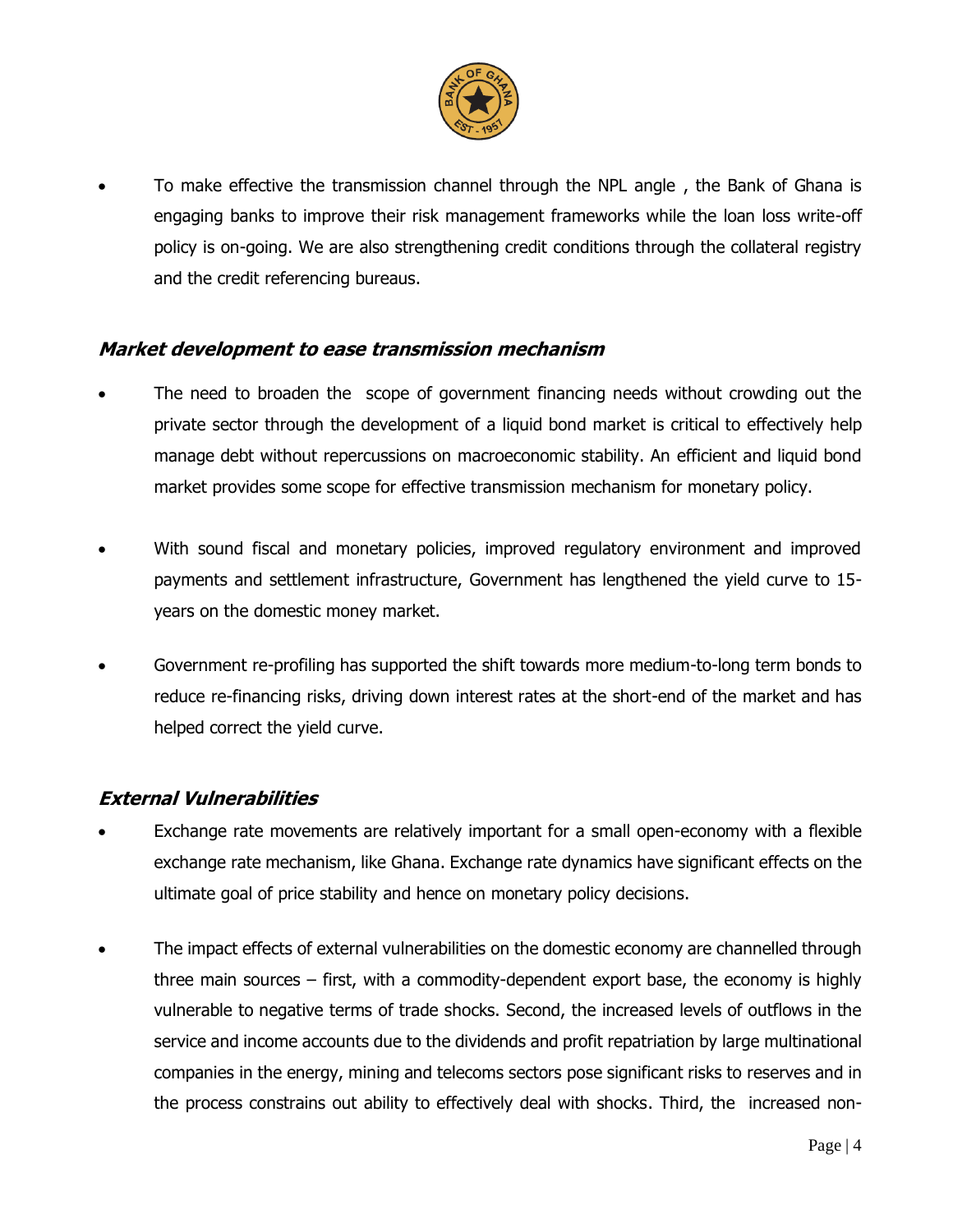- To make effective the transmission channel through the NPL angle , the Bank of Ghana is engaging banks to improve their risk management frameworks while the loan loss write-off policy is on-going. We are also strengthening credit conditions through the collateral registry and the credit referencing bureaus.

### ***Market development to ease transmission mechanism***

- The need to broaden the scope of government financing needs without crowding out the private sector through the development of a liquid bond market is critical to effectively help manage debt without repercussions on macroeconomic stability. An efficient and liquid bond market provides some scope for effective transmission mechanism for monetary policy.

- With sound fiscal and monetary policies, improved regulatory environment and improved payments and settlement infrastructure, Government has lengthened the yield curve to 15-years on the domestic money market.

- Government re-profiling has supported the shift towards more medium-to-long term bonds to reduce re-financing risks, driving down interest rates at the short-end of the market and has helped correct the yield curve.

### ***External Vulnerabilities***

- Exchange rate movements are relatively important for a small open-economy with a flexible exchange rate mechanism, like Ghana. Exchange rate dynamics have significant effects on the ultimate goal of price stability and hence on monetary policy decisions.

- The impact effects of external vulnerabilities on the domestic economy are channelled through three main sources – first, with a commodity-dependent export base, the economy is highly vulnerable to negative terms of trade shocks. Second, the increased levels of outflows in the service and income accounts due to the dividends and profit repatriation by large multinational companies in the energy, mining and telecoms sectors pose significant risks to reserves and in the process constrains out ability to effectively deal with shocks. Third, the increased non-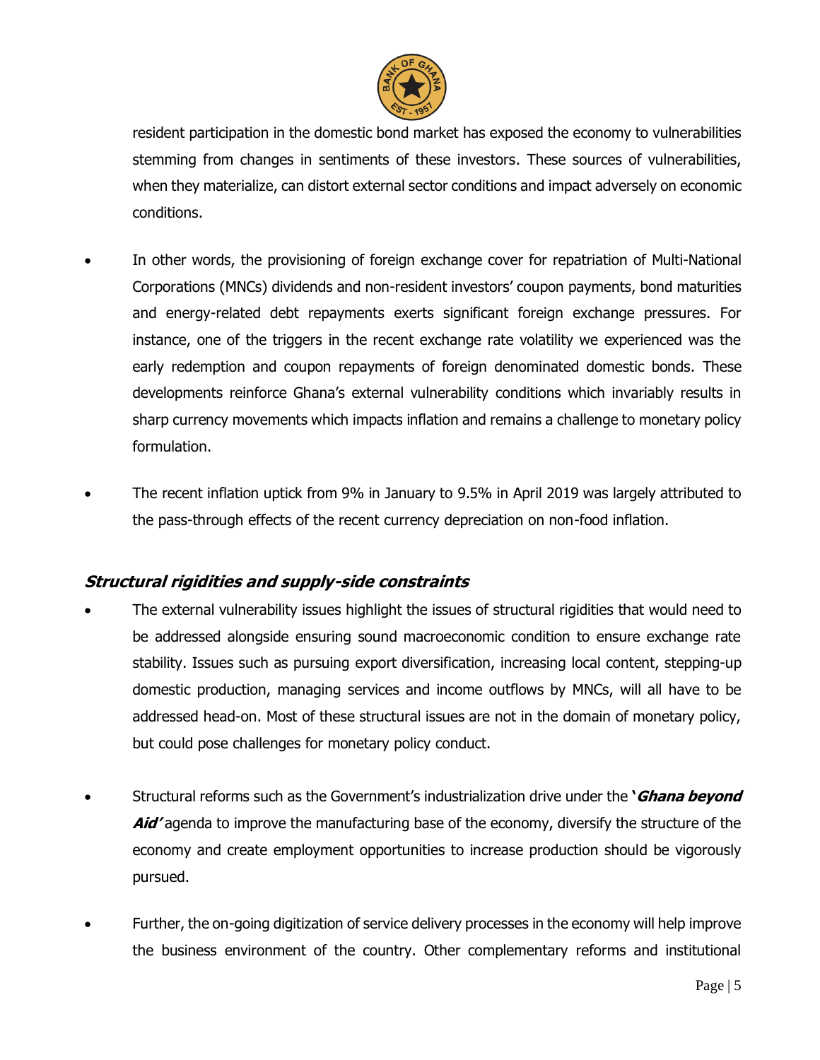resident participation in the domestic bond market has exposed the economy to vulnerabilities stemming from changes in sentiments of these investors. These sources of vulnerabilities, when they materialize, can distort external sector conditions and impact adversely on economic conditions.

- In other words, the provisioning of foreign exchange cover for repatriation of Multi-National Corporations (MNCs) dividends and non-resident investors' coupon payments, bond maturities and energy-related debt repayments exerts significant foreign exchange pressures. For instance, one of the triggers in the recent exchange rate volatility we experienced was the early redemption and coupon repayments of foreign denominated domestic bonds. These developments reinforce Ghana's external vulnerability conditions which invariably results in sharp currency movements which impacts inflation and remains a challenge to monetary policy formulation.

- The recent inflation uptick from 9% in January to 9.5% in April 2019 was largely attributed to the pass-through effects of the recent currency depreciation on non-food inflation.

### ***Structural rigidities and supply-side constraints***

- The external vulnerability issues highlight the issues of structural rigidities that would need to be addressed alongside ensuring sound macroeconomic condition to ensure exchange rate stability. Issues such as pursuing export diversification, increasing local content, stepping-up domestic production, managing services and income outflows by MNCs, will all have to be addressed head-on. Most of these structural issues are not in the domain of monetary policy, but could pose challenges for monetary policy conduct.

- Structural reforms such as the Government's industrialization drive under the '***Ghana beyond Aid***' agenda to improve the manufacturing base of the economy, diversify the structure of the economy and create employment opportunities to increase production should be vigorously pursued.

- Further, the on-going digitization of service delivery processes in the economy will help improve the business environment of the country. Other complementary reforms and institutional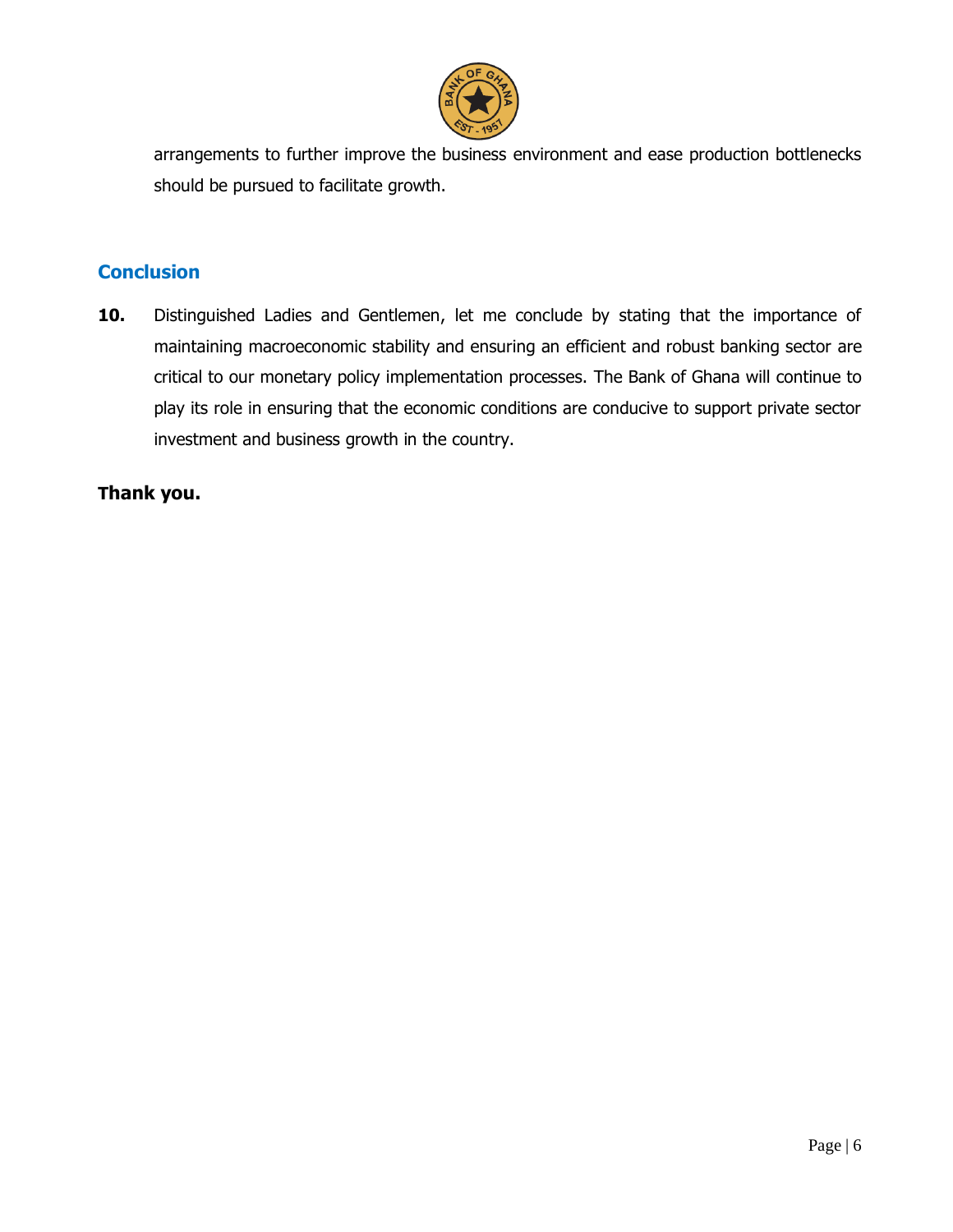arrangements to further improve the business environment and ease production bottlenecks should be pursued to facilitate growth.

## Conclusion

**10.** Distinguished Ladies and Gentlemen, let me conclude by stating that the importance of maintaining macroeconomic stability and ensuring an efficient and robust banking sector are critical to our monetary policy implementation processes. The Bank of Ghana will continue to play its role in ensuring that the economic conditions are conducive to support private sector investment and business growth in the country.

**Thank you.**